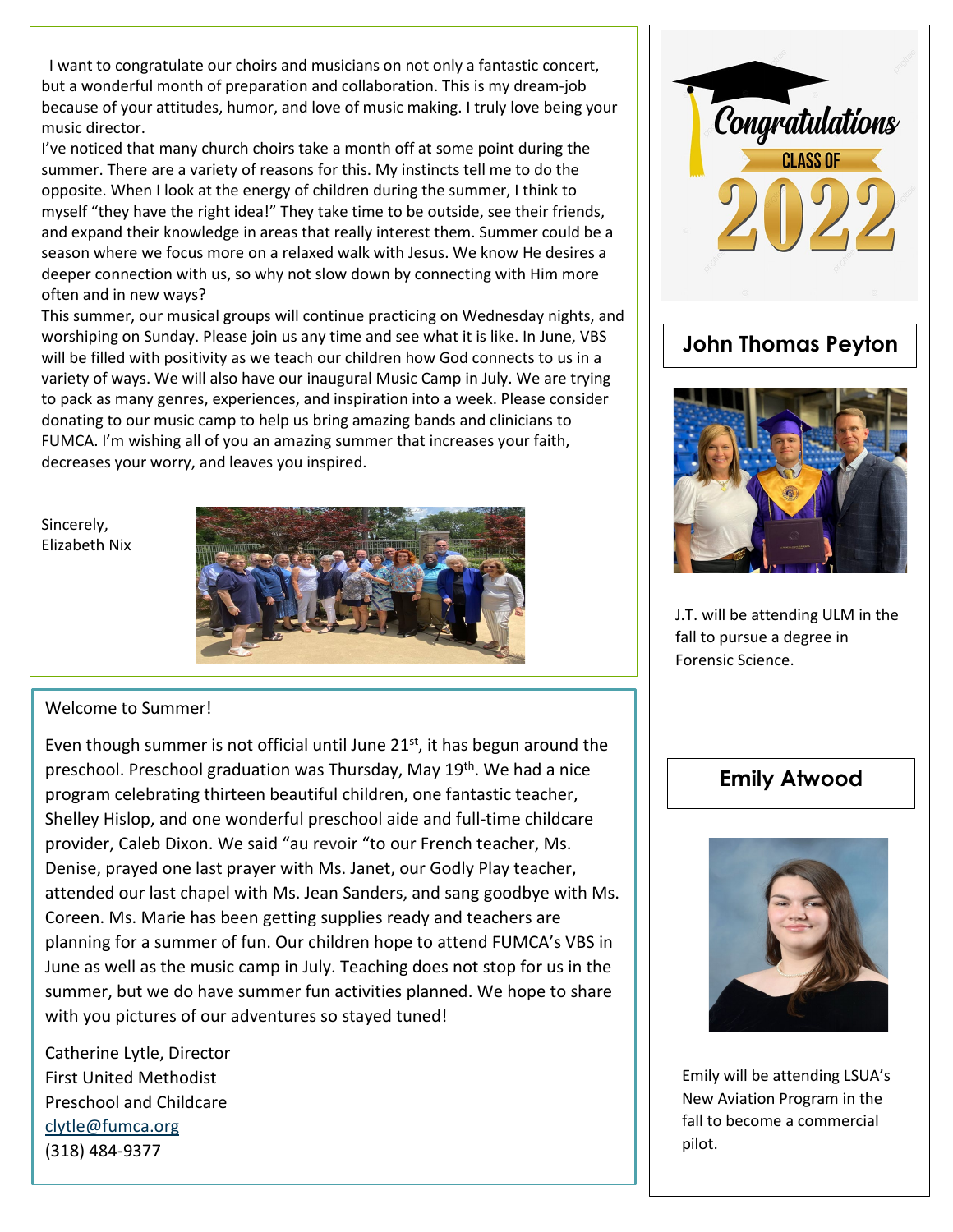I want to congratulate our choirs and musicians on not only a fantastic concert, but a wonderful month of preparation and collaboration. This is my dream-job because of your attitudes, humor, and love of music making. I truly love being your music director.

I've noticed that many church choirs take a month off at some point during the summer. There are a variety of reasons for this. My instincts tell me to do the opposite. When I look at the energy of children during the summer, I think to myself "they have the right idea!" They take time to be outside, see their friends, and expand their knowledge in areas that really interest them. Summer could be a season where we focus more on a relaxed walk with Jesus. We know He desires a deeper connection with us, so why not slow down by connecting with Him more often and in new ways?

This summer, our musical groups will continue practicing on Wednesday nights, and worshiping on Sunday. Please join us any time and see what it is like. In June, VBS will be filled with positivity as we teach our children how God connects to us in a variety of ways. We will also have our inaugural Music Camp in July. We are trying to pack as many genres, experiences, and inspiration into a week. Please consider donating to our music camp to help us bring amazing bands and clinicians to FUMCA. I'm wishing all of you an amazing summer that increases your faith, decreases your worry, and leaves you inspired.

Sincerely,
Elizabeth Nix

Welcome to Summer!

Even though summer is not official until June 21st, it has begun around the preschool. Preschool graduation was Thursday, May 19th. We had a nice program celebrating thirteen beautiful children, one fantastic teacher, Shelley Hislop, and one wonderful preschool aide and full-time childcare provider, Caleb Dixon. We said "au revoir "to our French teacher, Ms. Denise, prayed one last prayer with Ms. Janet, our Godly Play teacher, attended our last chapel with Ms. Jean Sanders, and sang goodbye with Ms. Coreen. Ms. Marie has been getting supplies ready and teachers are planning for a summer of fun. Our children hope to attend FUMCA's VBS in June as well as the music camp in July. Teaching does not stop for us in the summer, but we do have summer fun activities planned. We hope to share with you pictures of our adventures so stayed tuned!

Catherine Lytle, Director
First United Methodist
Preschool and Childcare
clytle@fumca.org
(318) 484-9377

Congratulations
CLASS OF
2022

## John Thomas Peyton

J.T. will be attending ULM in the fall to pursue a degree in Forensic Science.

## Emily Atwood

Emily will be attending LSUA's New Aviation Program in the fall to become a commercial pilot.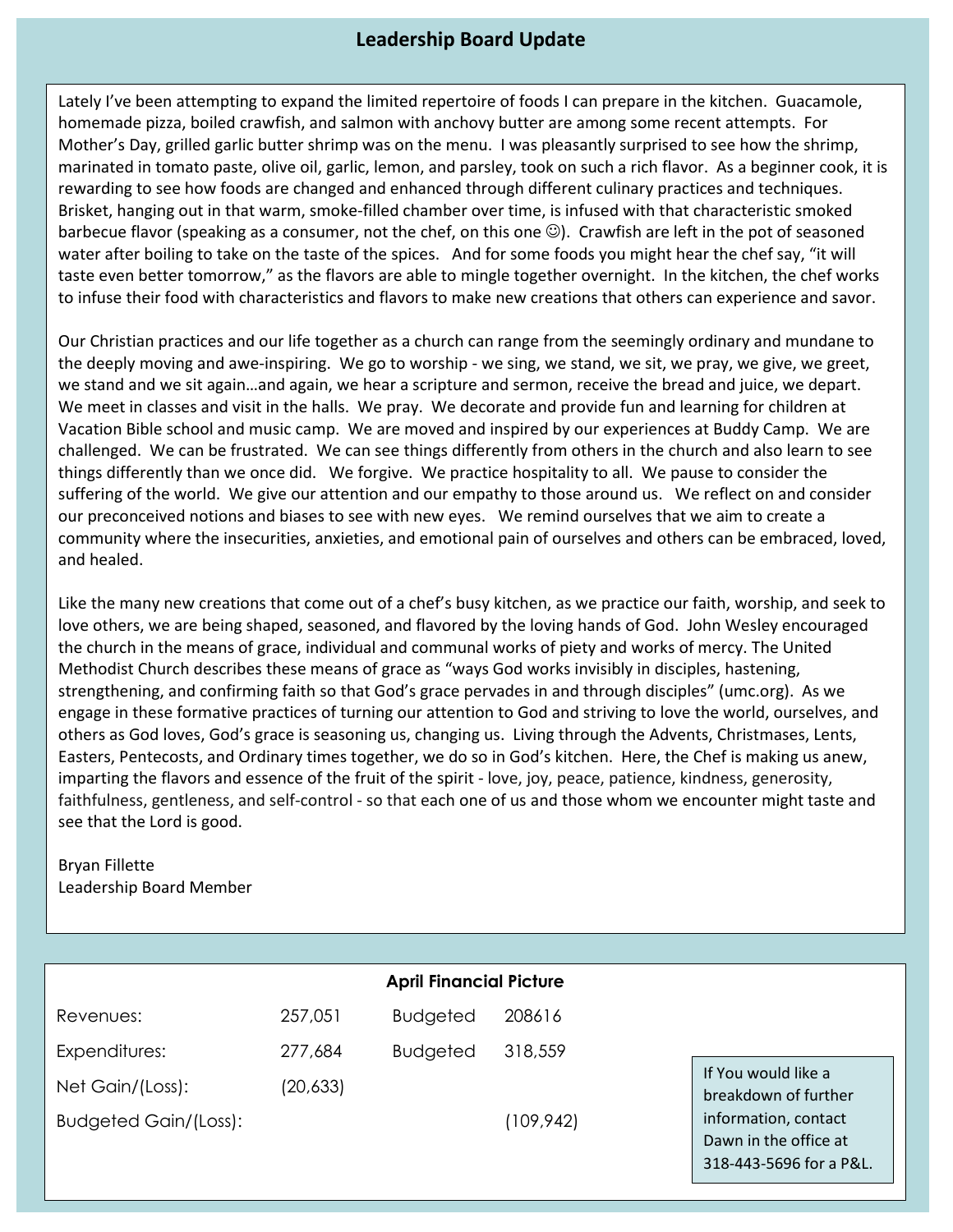## Leadership Board Update

Lately I've been attempting to expand the limited repertoire of foods I can prepare in the kitchen. Guacamole, homemade pizza, boiled crawfish, and salmon with anchovy butter are among some recent attempts. For Mother's Day, grilled garlic butter shrimp was on the menu. I was pleasantly surprised to see how the shrimp, marinated in tomato paste, olive oil, garlic, lemon, and parsley, took on such a rich flavor. As a beginner cook, it is rewarding to see how foods are changed and enhanced through different culinary practices and techniques. Brisket, hanging out in that warm, smoke-filled chamber over time, is infused with that characteristic smoked barbecue flavor (speaking as a consumer, not the chef, on this one ☺). Crawfish are left in the pot of seasoned water after boiling to take on the taste of the spices. And for some foods you might hear the chef say, "it will taste even better tomorrow," as the flavors are able to mingle together overnight. In the kitchen, the chef works to infuse their food with characteristics and flavors to make new creations that others can experience and savor.

Our Christian practices and our life together as a church can range from the seemingly ordinary and mundane to the deeply moving and awe-inspiring. We go to worship - we sing, we stand, we sit, we pray, we give, we greet, we stand and we sit again…and again, we hear a scripture and sermon, receive the bread and juice, we depart. We meet in classes and visit in the halls. We pray. We decorate and provide fun and learning for children at Vacation Bible school and music camp. We are moved and inspired by our experiences at Buddy Camp. We are challenged. We can be frustrated. We can see things differently from others in the church and also learn to see things differently than we once did. We forgive. We practice hospitality to all. We pause to consider the suffering of the world. We give our attention and our empathy to those around us. We reflect on and consider our preconceived notions and biases to see with new eyes. We remind ourselves that we aim to create a community where the insecurities, anxieties, and emotional pain of ourselves and others can be embraced, loved, and healed.

Like the many new creations that come out of a chef's busy kitchen, as we practice our faith, worship, and seek to love others, we are being shaped, seasoned, and flavored by the loving hands of God. John Wesley encouraged the church in the means of grace, individual and communal works of piety and works of mercy. The United Methodist Church describes these means of grace as "ways God works invisibly in disciples, hastening, strengthening, and confirming faith so that God's grace pervades in and through disciples" (umc.org). As we engage in these formative practices of turning our attention to God and striving to love the world, ourselves, and others as God loves, God's grace is seasoning us, changing us. Living through the Advents, Christmases, Lents, Easters, Pentecosts, and Ordinary times together, we do so in God's kitchen. Here, the Chef is making us anew, imparting the flavors and essence of the fruit of the spirit - love, joy, peace, patience, kindness, generosity, faithfulness, gentleness, and self-control - so that each one of us and those whom we encounter might taste and see that the Lord is good.

Bryan Fillette
Leadership Board Member

### April Financial Picture

| | | | |
|---|---|---|---|
| Revenues: | 257,051 | Budgeted | 208616 |
| Expenditures: | 277,684 | Budgeted | 318,559 |
| Net Gain/(Loss): | (20,633) | | |
| Budgeted Gain/(Loss): | | | (109,942) |

If You would like a breakdown of further information, contact Dawn in the office at 318-443-5696 for a P&L.